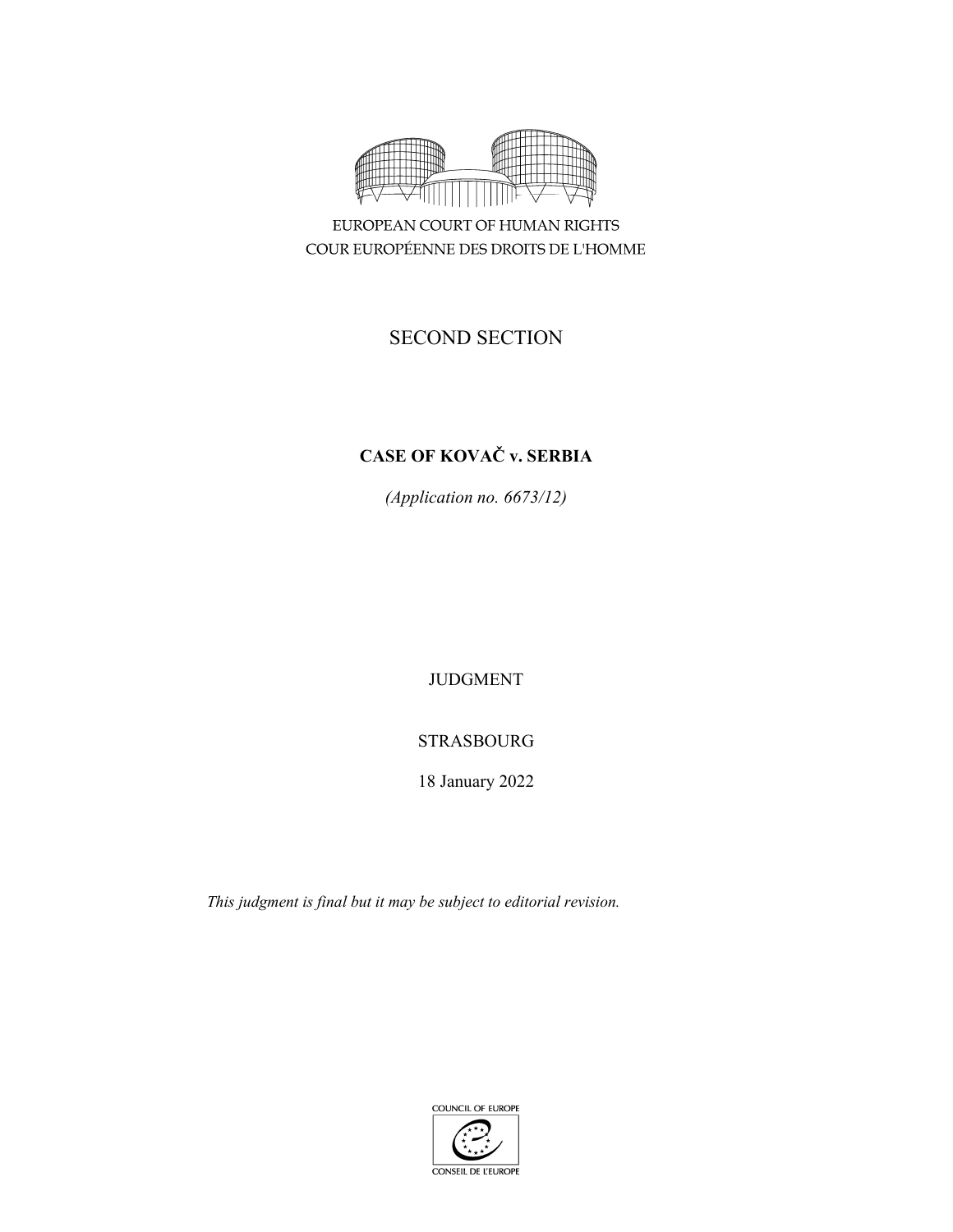EUROPEAN COURT OF HUMAN RIGHTS
COUR EUROPÉENNE DES DROITS DE L'HOMME

SECOND SECTION

**CASE OF KOVAČ v. SERBIA**

*(Application no. 6673/12)*

JUDGMENT

STRASBOURG

18 January 2022

*This judgment is final but it may be subject to editorial revision.*

COUNCIL OF EUROPE
CONSEIL DE L'EUROPE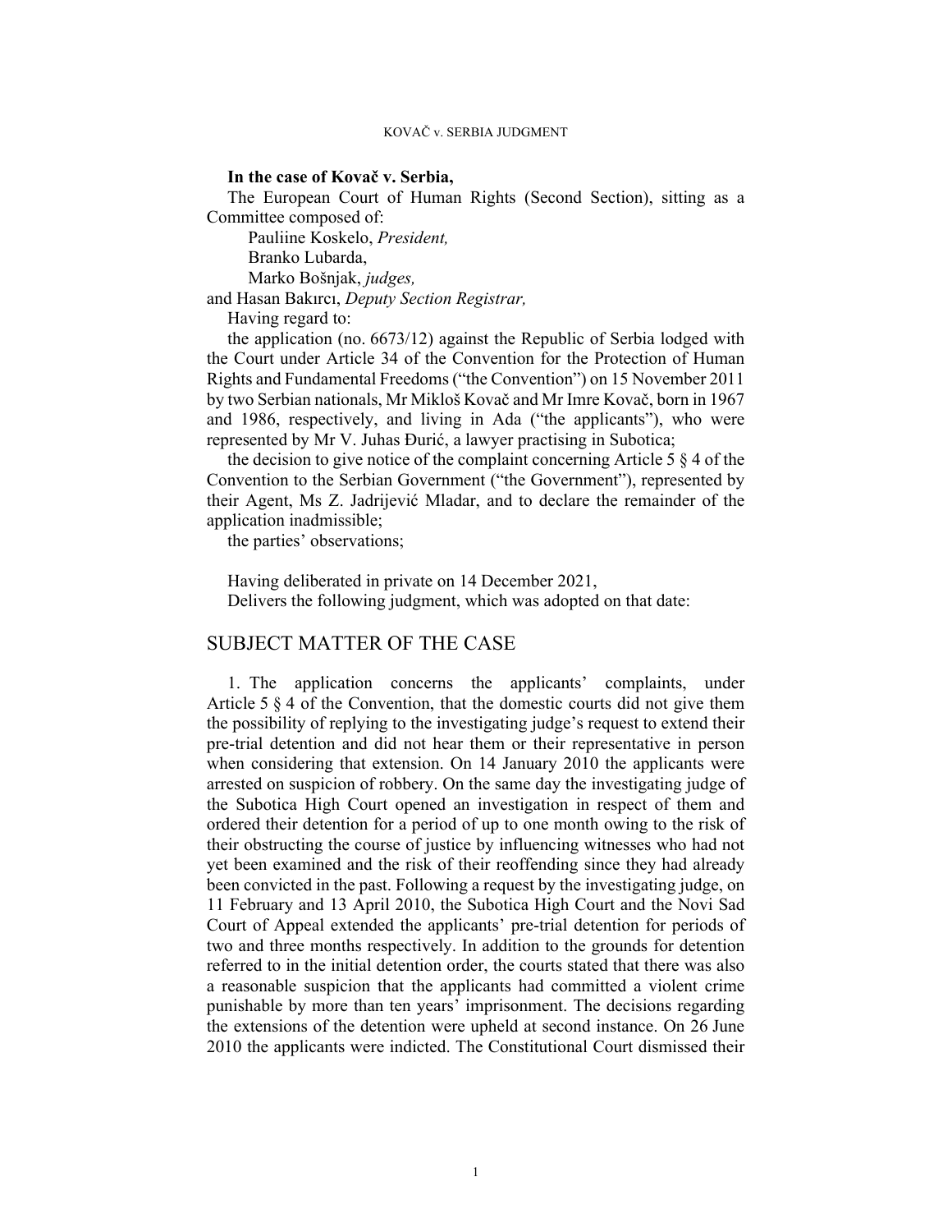**In the case of Kovač v. Serbia,**

The European Court of Human Rights (Second Section), sitting as a Committee composed of:

Pauliine Koskelo, *President,*
Branko Lubarda,
Marko Bošnjak, *judges,*
and Hasan Bakırcı, *Deputy Section Registrar,*

Having regard to:

the application (no. 6673/12) against the Republic of Serbia lodged with the Court under Article 34 of the Convention for the Protection of Human Rights and Fundamental Freedoms ("the Convention") on 15 November 2011 by two Serbian nationals, Mr Mikloš Kovač and Mr Imre Kovač, born in 1967 and 1986, respectively, and living in Ada ("the applicants"), who were represented by Mr V. Juhas Đurić, a lawyer practising in Subotica;

the decision to give notice of the complaint concerning Article 5 § 4 of the Convention to the Serbian Government ("the Government"), represented by their Agent, Ms Z. Jadrijević Mladar, and to declare the remainder of the application inadmissible;

the parties' observations;

Having deliberated in private on 14 December 2021,

Delivers the following judgment, which was adopted on that date:

## SUBJECT MATTER OF THE CASE

1. The application concerns the applicants' complaints, under Article 5 § 4 of the Convention, that the domestic courts did not give them the possibility of replying to the investigating judge's request to extend their pre-trial detention and did not hear them or their representative in person when considering that extension. On 14 January 2010 the applicants were arrested on suspicion of robbery. On the same day the investigating judge of the Subotica High Court opened an investigation in respect of them and ordered their detention for a period of up to one month owing to the risk of their obstructing the course of justice by influencing witnesses who had not yet been examined and the risk of their reoffending since they had already been convicted in the past. Following a request by the investigating judge, on 11 February and 13 April 2010, the Subotica High Court and the Novi Sad Court of Appeal extended the applicants' pre-trial detention for periods of two and three months respectively. In addition to the grounds for detention referred to in the initial detention order, the courts stated that there was also a reasonable suspicion that the applicants had committed a violent crime punishable by more than ten years' imprisonment. The decisions regarding the extensions of the detention were upheld at second instance. On 26 June 2010 the applicants were indicted. The Constitutional Court dismissed their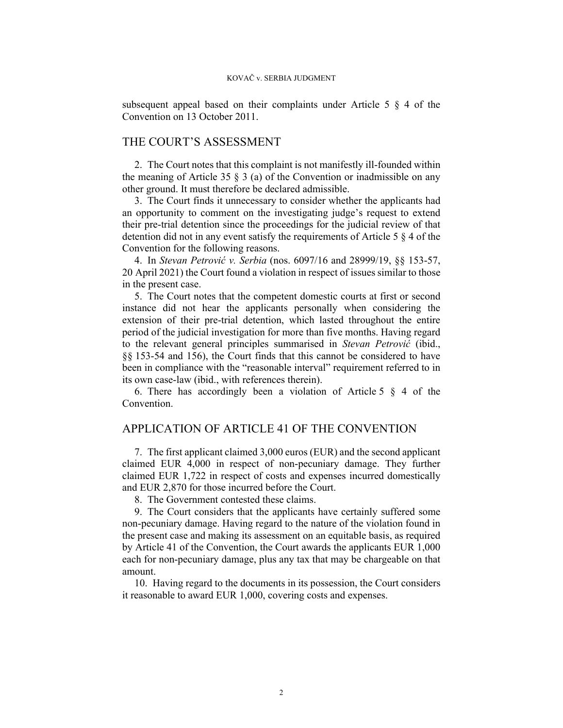subsequent appeal based on their complaints under Article 5 § 4 of the Convention on 13 October 2011.

## THE COURT'S ASSESSMENT

2. The Court notes that this complaint is not manifestly ill-founded within the meaning of Article 35 § 3 (a) of the Convention or inadmissible on any other ground. It must therefore be declared admissible.

3. The Court finds it unnecessary to consider whether the applicants had an opportunity to comment on the investigating judge's request to extend their pre-trial detention since the proceedings for the judicial review of that detention did not in any event satisfy the requirements of Article 5 § 4 of the Convention for the following reasons.

4. In *Stevan Petrović v. Serbia* (nos. 6097/16 and 28999/19, §§ 153-57, 20 April 2021) the Court found a violation in respect of issues similar to those in the present case.

5. The Court notes that the competent domestic courts at first or second instance did not hear the applicants personally when considering the extension of their pre-trial detention, which lasted throughout the entire period of the judicial investigation for more than five months. Having regard to the relevant general principles summarised in *Stevan Petrović* (ibid., §§ 153-54 and 156), the Court finds that this cannot be considered to have been in compliance with the "reasonable interval" requirement referred to in its own case-law (ibid., with references therein).

6. There has accordingly been a violation of Article 5 § 4 of the Convention.

## APPLICATION OF ARTICLE 41 OF THE CONVENTION

7. The first applicant claimed 3,000 euros (EUR) and the second applicant claimed EUR 4,000 in respect of non-pecuniary damage. They further claimed EUR 1,722 in respect of costs and expenses incurred domestically and EUR 2,870 for those incurred before the Court.

8. The Government contested these claims.

9. The Court considers that the applicants have certainly suffered some non-pecuniary damage. Having regard to the nature of the violation found in the present case and making its assessment on an equitable basis, as required by Article 41 of the Convention, the Court awards the applicants EUR 1,000 each for non-pecuniary damage, plus any tax that may be chargeable on that amount.

10. Having regard to the documents in its possession, the Court considers it reasonable to award EUR 1,000, covering costs and expenses.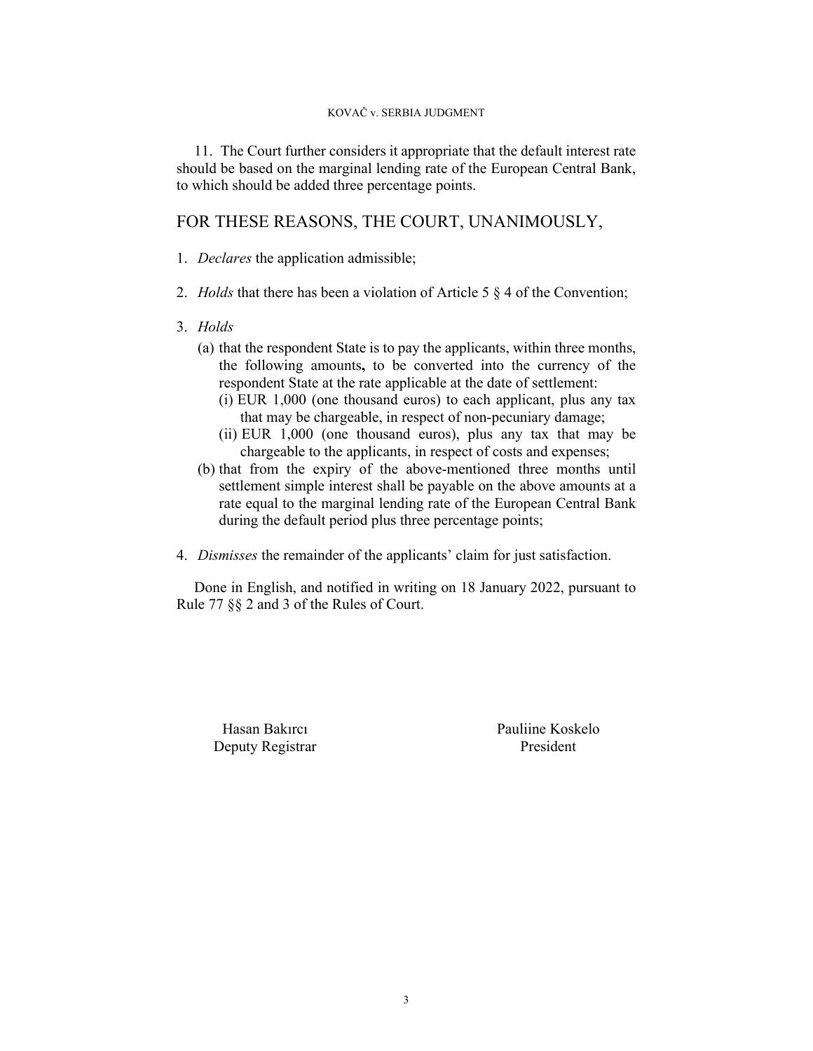11. The Court further considers it appropriate that the default interest rate should be based on the marginal lending rate of the European Central Bank, to which should be added three percentage points.

## FOR THESE REASONS, THE COURT, UNANIMOUSLY,

1. *Declares* the application admissible;

2. *Holds* that there has been a violation of Article 5 § 4 of the Convention;

3. *Holds*
   (a) that the respondent State is to pay the applicants, within three months, the following amounts**,** to be converted into the currency of the respondent State at the rate applicable at the date of settlement:
      (i) EUR 1,000 (one thousand euros) to each applicant, plus any tax that may be chargeable, in respect of non-pecuniary damage;
      (ii) EUR 1,000 (one thousand euros), plus any tax that may be chargeable to the applicants, in respect of costs and expenses;
   (b) that from the expiry of the above-mentioned three months until settlement simple interest shall be payable on the above amounts at a rate equal to the marginal lending rate of the European Central Bank during the default period plus three percentage points;

4. *Dismisses* the remainder of the applicants' claim for just satisfaction.

Done in English, and notified in writing on 18 January 2022, pursuant to Rule 77 §§ 2 and 3 of the Rules of Court.

Hasan Bakırcı
Deputy Registrar

Pauliine Koskelo
President